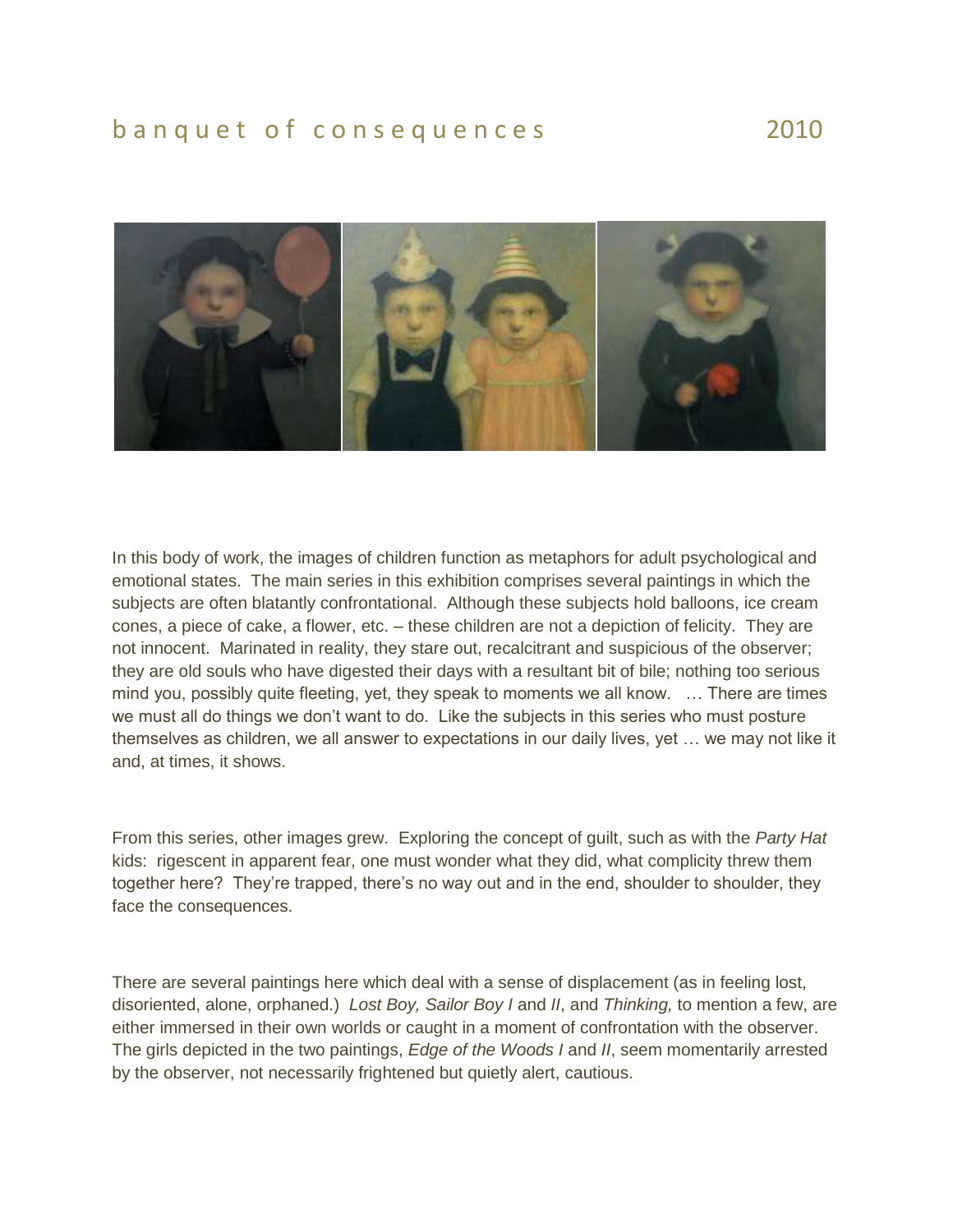# banquet of consequences 2010

In this body of work, the images of children function as metaphors for adult psychological and emotional states. The main series in this exhibition comprises several paintings in which the subjects are often blatantly confrontational. Although these subjects hold balloons, ice cream cones, a piece of cake, a flower, etc. – these children are not a depiction of felicity. They are not innocent. Marinated in reality, they stare out, recalcitrant and suspicious of the observer; they are old souls who have digested their days with a resultant bit of bile; nothing too serious mind you, possibly quite fleeting, yet, they speak to moments we all know. … There are times we must all do things we don't want to do. Like the subjects in this series who must posture themselves as children, we all answer to expectations in our daily lives, yet … we may not like it and, at times, it shows.

From this series, other images grew. Exploring the concept of guilt, such as with the *Party Hat* kids: rigescent in apparent fear, one must wonder what they did, what complicity threw them together here? They're trapped, there's no way out and in the end, shoulder to shoulder, they face the consequences.

There are several paintings here which deal with a sense of displacement (as in feeling lost, disoriented, alone, orphaned.) *Lost Boy, Sailor Boy I* and *II*, and *Thinking,* to mention a few, are either immersed in their own worlds or caught in a moment of confrontation with the observer. The girls depicted in the two paintings, *Edge of the Woods I* and *II*, seem momentarily arrested by the observer, not necessarily frightened but quietly alert, cautious.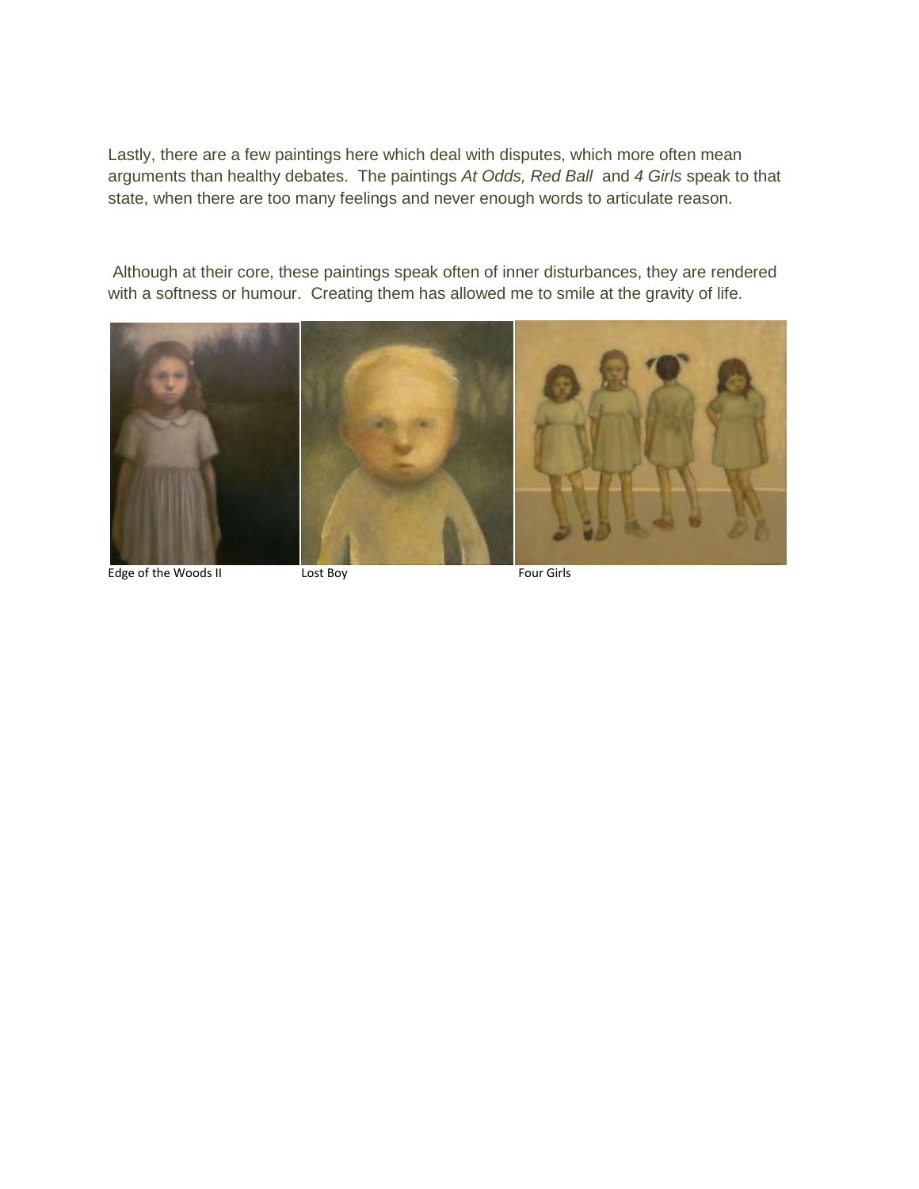Lastly, there are a few paintings here which deal with disputes, which more often mean arguments than healthy debates. The paintings *At Odds, Red Ball* and *4 Girls* speak to that state, when there are too many feelings and never enough words to articulate reason.

Although at their core, these paintings speak often of inner disturbances, they are rendered with a softness or humour. Creating them has allowed me to smile at the gravity of life.

Edge of the Woods II

Lost Boy

Four Girls